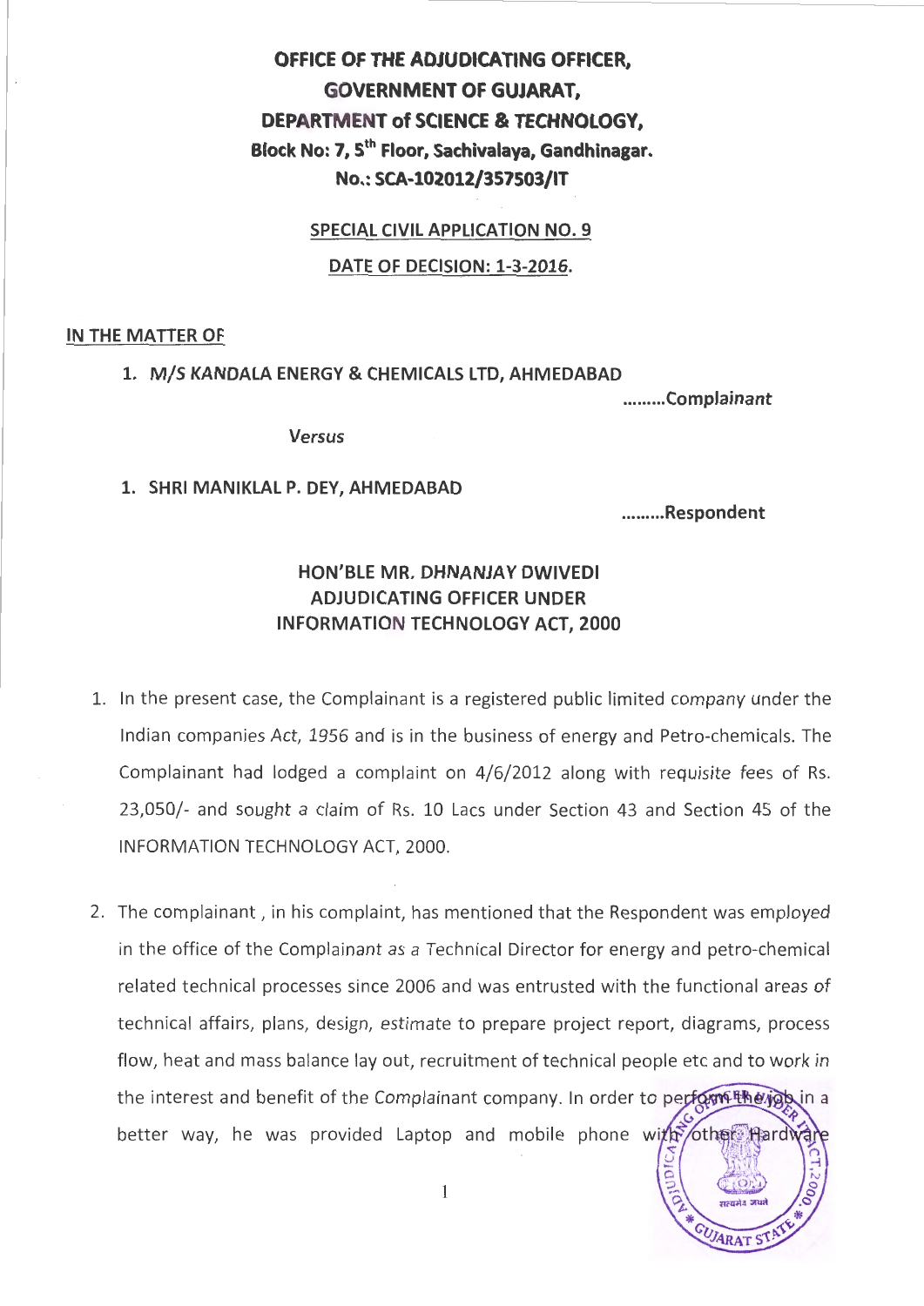**OFFICE OF THE ADJUDICATING OFFICER,**
**GOVERNMENT OF GUJARAT,**
**DEPARTMENT of SCIENCE & TECHNOLOGY,**
**Block No: 7, 5th Floor, Sachivalaya, Gandhinagar.**
**No.: SCA-102012/357503/IT**

**SPECIAL CIVIL APPLICATION NO. 9**

**DATE OF DECISION: 1-3-2016.**

**IN THE MATTER OF**

1. **M/S KANDALA ENERGY & CHEMICALS LTD, AHMEDABAD**

**.........Complainant**

*Versus*

1. **SHRI MANIKLAL P. DEY, AHMEDABAD**

**.........Respondent**

**HON'BLE MR. DHNANJAY DWIVEDI**
**ADJUDICATING OFFICER UNDER**
**INFORMATION TECHNOLOGY ACT, 2000**

1. In the present case, the Complainant is a registered public limited company under the Indian companies Act, 1956 and is in the business of energy and Petro-chemicals. The Complainant had lodged a complaint on 4/6/2012 along with requisite fees of Rs. 23,050/- and sought a claim of Rs. 10 Lacs under Section 43 and Section 45 of the INFORMATION TECHNOLOGY ACT, 2000.

2. The complainant , in his complaint, has mentioned that the Respondent was employed in the office of the Complainant as a Technical Director for energy and petro-chemical related technical processes since 2006 and was entrusted with the functional areas of technical affairs, plans, design, estimate to prepare project report, diagrams, process flow, heat and mass balance lay out, recruitment of technical people etc and to work in the interest and benefit of the Complainant company. In order to perform the job in a better way, he was provided Laptop and mobile phone with other Hardware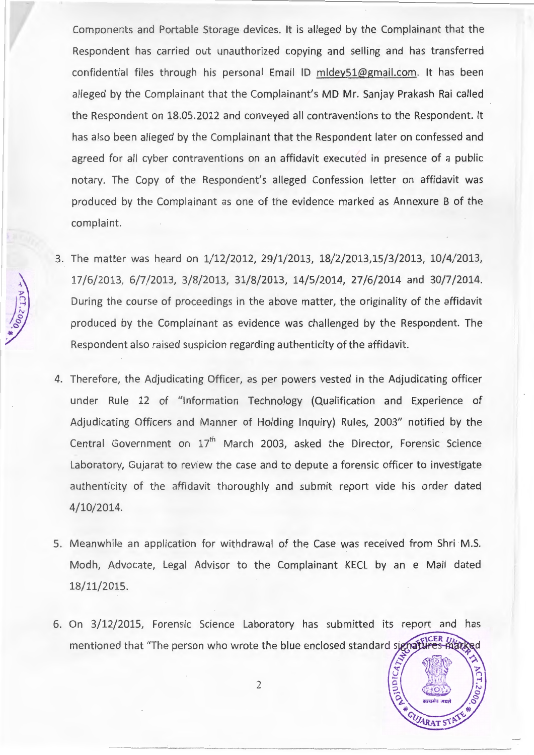Components and Portable Storage devices. It is alleged by the Complainant that the Respondent has carried out unauthorized copying and selling and has transferred confidential files through his personal Email ID mldey51@gmail.com. It has been alleged by the Complainant that the Complainant's MD Mr. Sanjay Prakash Rai called the Respondent on 18.05.2012 and conveyed all contraventions to the Respondent. It has also been alleged by the Complainant that the Respondent later on confessed and agreed for all cyber contraventions on an affidavit executed in presence of a public notary. The Copy of the Respondent's alleged Confession letter on affidavit was produced by the Complainant as one of the evidence marked as Annexure B of the complaint.

3. The matter was heard on 1/12/2012, 29/1/2013, 18/2/2013,15/3/2013, 10/4/2013, 17/6/2013, 6/7/2013, 3/8/2013, 31/8/2013, 14/5/2014, 27/6/2014 and 30/7/2014. During the course of proceedings in the above matter, the originality of the affidavit produced by the Complainant as evidence was challenged by the Respondent. The Respondent also raised suspicion regarding authenticity of the affidavit.

4. Therefore, the Adjudicating Officer, as per powers vested in the Adjudicating officer under Rule 12 of "Information Technology (Qualification and Experience of Adjudicating Officers and Manner of Holding Inquiry) Rules, 2003" notified by the Central Government on 17th March 2003, asked the Director, Forensic Science Laboratory, Gujarat to review the case and to depute a forensic officer to investigate authenticity of the affidavit thoroughly and submit report vide his order dated 4/10/2014.

5. Meanwhile an application for withdrawal of the Case was received from Shri M.S. Modh, Advocate, Legal Advisor to the Complainant KECL by an e Mail dated 18/11/2015.

6. On 3/12/2015, Forensic Science Laboratory has submitted its report and has mentioned that "The person who wrote the blue enclosed standard signatures marked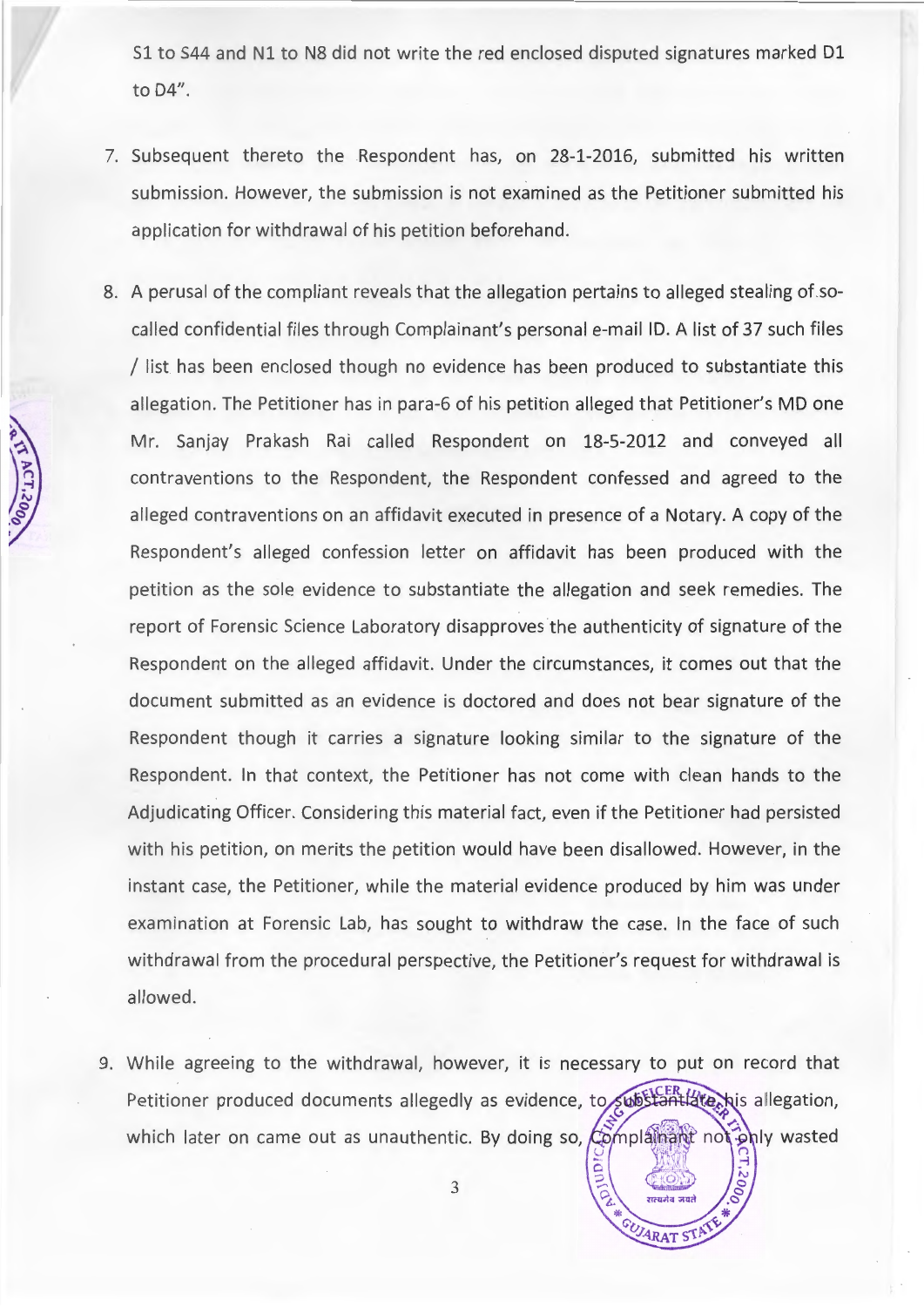S1 to S44 and N1 to N8 did not write the red enclosed disputed signatures marked D1 to D4".

7. Subsequent thereto the Respondent has, on 28-1-2016, submitted his written submission. However, the submission is not examined as the Petitioner submitted his application for withdrawal of his petition beforehand.

8. A perusal of the compliant reveals that the allegation pertains to alleged stealing of so-called confidential files through Complainant's personal e-mail ID. A list of 37 such files / list has been enclosed though no evidence has been produced to substantiate this allegation. The Petitioner has in para-6 of his petition alleged that Petitioner's MD one Mr. Sanjay Prakash Rai called Respondent on 18-5-2012 and conveyed all contraventions to the Respondent, the Respondent confessed and agreed to the alleged contraventions on an affidavit executed in presence of a Notary. A copy of the Respondent's alleged confession letter on affidavit has been produced with the petition as the sole evidence to substantiate the allegation and seek remedies. The report of Forensic Science Laboratory disapproves the authenticity of signature of the Respondent on the alleged affidavit. Under the circumstances, it comes out that the document submitted as an evidence is doctored and does not bear signature of the Respondent though it carries a signature looking similar to the signature of the Respondent. In that context, the Petitioner has not come with clean hands to the Adjudicating Officer. Considering this material fact, even if the Petitioner had persisted with his petition, on merits the petition would have been disallowed. However, in the instant case, the Petitioner, while the material evidence produced by him was under examination at Forensic Lab, has sought to withdraw the case. In the face of such withdrawal from the procedural perspective, the Petitioner's request for withdrawal is allowed.

9. While agreeing to the withdrawal, however, it is necessary to put on record that Petitioner produced documents allegedly as evidence, to substantiate his allegation, which later on came out as unauthentic. By doing so, Complainant not only wasted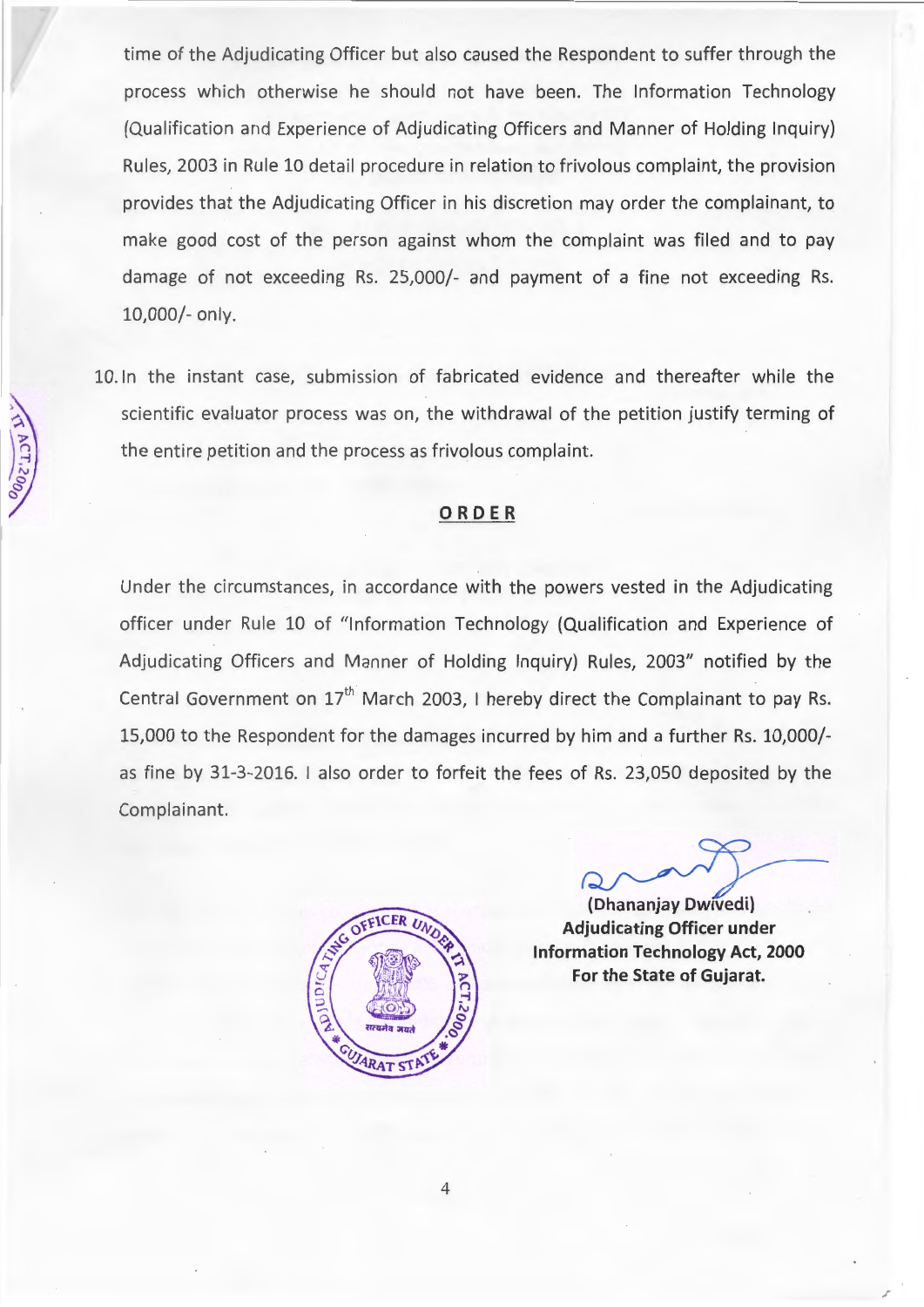time of the Adjudicating Officer but also caused the Respondent to suffer through the process which otherwise he should not have been. The Information Technology (Qualification and Experience of Adjudicating Officers and Manner of Holding Inquiry) Rules, 2003 in Rule 10 detail procedure in relation to frivolous complaint, the provision provides that the Adjudicating Officer in his discretion may order the complainant, to make good cost of the person against whom the complaint was filed and to pay damage of not exceeding Rs. 25,000/- and payment of a fine not exceeding Rs. 10,000/- only.

10. In the instant case, submission of fabricated evidence and thereafter while the scientific evaluator process was on, the withdrawal of the petition justify terming of the entire petition and the process as frivolous complaint.

## ORDER

Under the circumstances, in accordance with the powers vested in the Adjudicating officer under Rule 10 of "Information Technology (Qualification and Experience of Adjudicating Officers and Manner of Holding Inquiry) Rules, 2003" notified by the Central Government on 17th March 2003, I hereby direct the Complainant to pay Rs. 15,000 to the Respondent for the damages incurred by him and a further Rs. 10,000/- as fine by 31-3-2016. I also order to forfeit the fees of Rs. 23,050 deposited by the Complainant.

**(Dhananjay Dwivedi)**
**Adjudicating Officer under**
**Information Technology Act, 2000**
**For the State of Gujarat.**